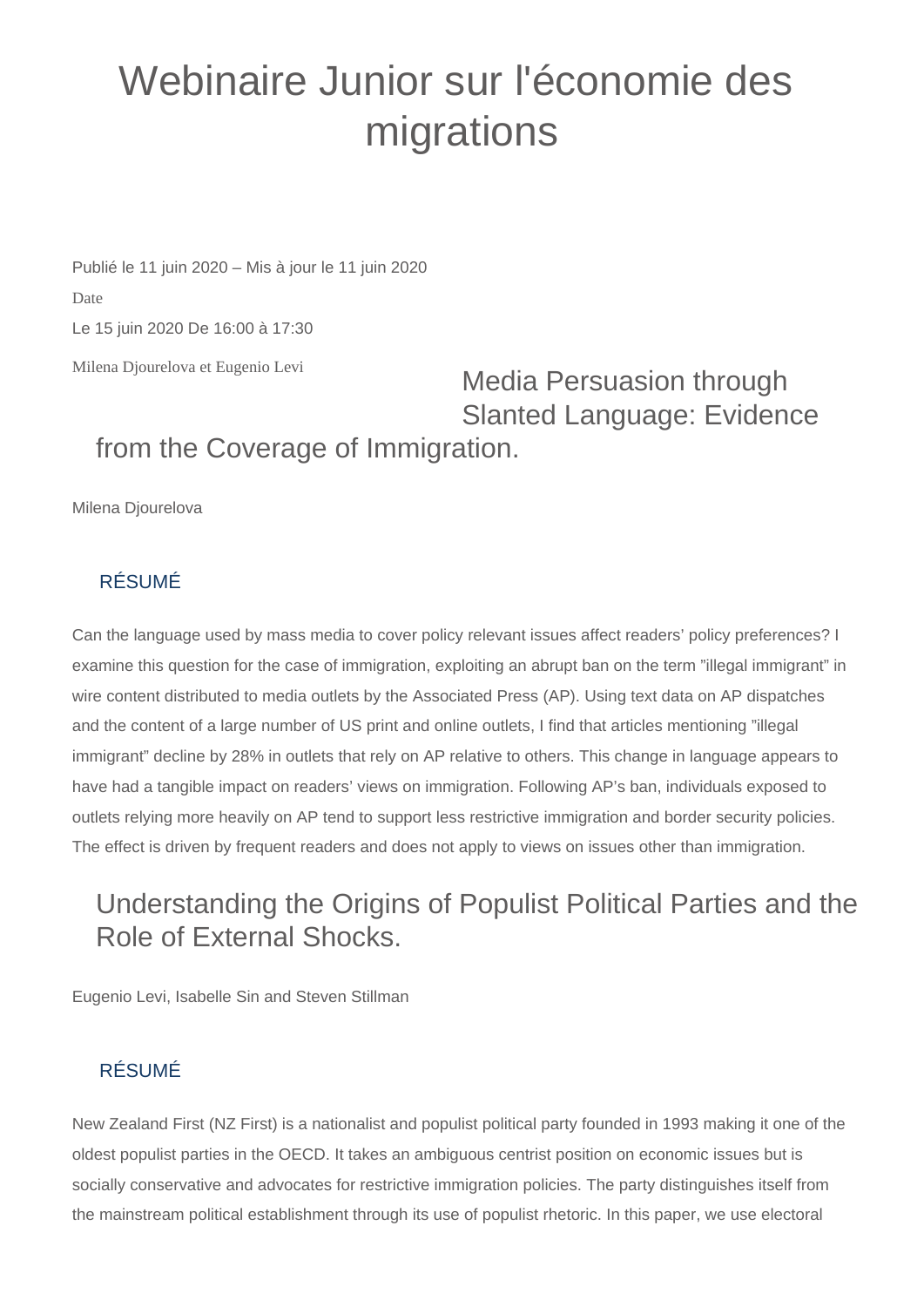# Webinaire Junior sur l'économie des migrations

Publié le 11 juin 2020 – Mis à jour le 11 juin 2020

Date

Le 15 juin 2020 De 16:00 à 17:30

Milena Djourelova et Eugenio Levi

## Media Persuasion through Slanted Language: Evidence from the Coverage of Immigration.

Milena Djourelova

### RÉSUMÉ

Can the language used by mass media to cover policy relevant issues affect readers' policy preferences? I examine this question for the case of immigration, exploiting an abrupt ban on the term "illegal immigrant" in wire content distributed to media outlets by the Associated Press (AP). Using text data on AP dispatches and the content of a large number of US print and online outlets, I find that articles mentioning "illegal immigrant" decline by 28% in outlets that rely on AP relative to others. This change in language appears to have had a tangible impact on readers' views on immigration. Following AP's ban, individuals exposed to outlets relying more heavily on AP tend to support less restrictive immigration and border security policies. The effect is driven by frequent readers and does not apply to views on issues other than immigration.

## Understanding the Origins of Populist Political Parties and the Role of External Shocks.

Eugenio Levi, Isabelle Sin and Steven Stillman

### RÉSUMÉ

New Zealand First (NZ First) is a nationalist and populist political party founded in 1993 making it one of the oldest populist parties in the OECD. It takes an ambiguous centrist position on economic issues but is socially conservative and advocates for restrictive immigration policies. The party distinguishes itself from the mainstream political establishment through its use of populist rhetoric. In this paper, we use electoral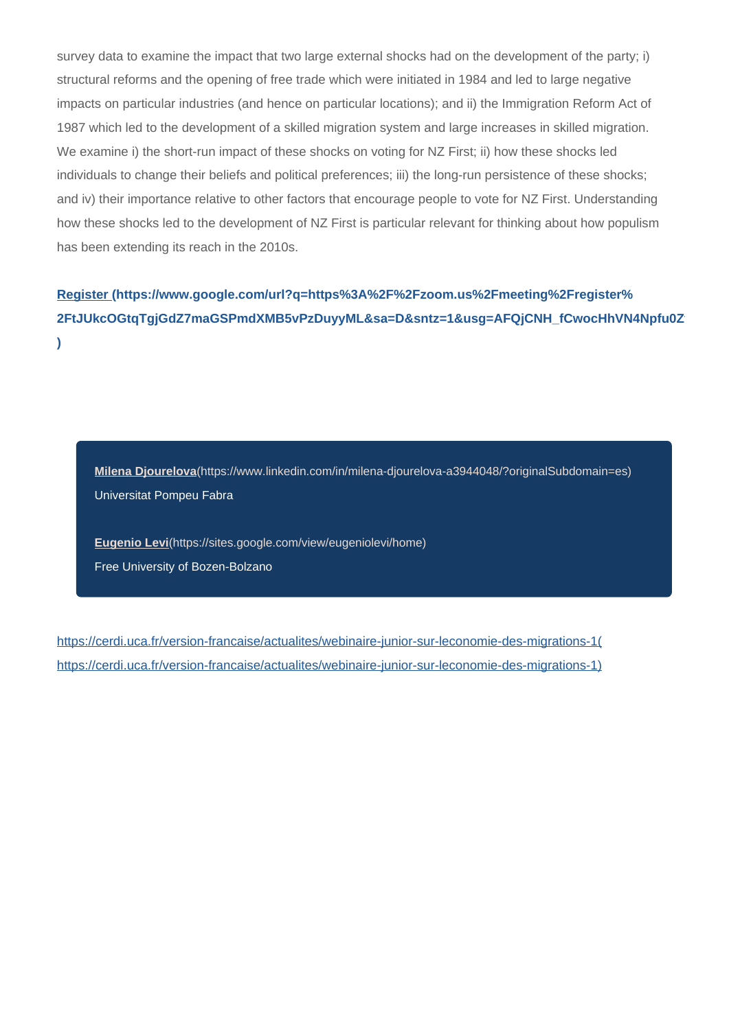survey data to examine the impact that two large external shocks had on the development of the party; i) structural reforms and the opening of free trade which were initiated in 1984 and led to large negative impacts on particular industries (and hence on particular locations); and ii) the Immigration Reform Act of 1987 which led to the development of a skilled migration system and large increases in skilled migration. We examine i) the short-run impact of these shocks on voting for NZ First; ii) how these shocks led individuals to change their beliefs and political preferences; iii) the long-run persistence of these shocks; and iv) their importance relative to other factors that encourage people to vote for NZ First. Understanding how these shocks led to the development of NZ First is particular relevant for thinking about how populism has been extending its reach in the 2010s.

**Register (https://www.google.com/url?q=https%3A%2F%2Fzoom.us%2Fmeeting%2Fregister%2FtJUkcOGtqTgjGdZ7maGSPmdXMB5vPzDuyyML&sa=D&sntz=1&usg=AFQjCNH_fCwocHhVN4Npfu0Z)**

**Milena Djourelova**(https://www.linkedin.com/in/milena-djourelova-a3944048/?originalSubdomain=es)
Universitat Pompeu Fabra

**Eugenio Levi**(https://sites.google.com/view/eugeniolevi/home)
Free University of Bozen-Bolzano

https://cerdi.uca.fr/version-francaise/actualites/webinaire-junior-sur-leconomie-des-migrations-1(
https://cerdi.uca.fr/version-francaise/actualites/webinaire-junior-sur-leconomie-des-migrations-1)